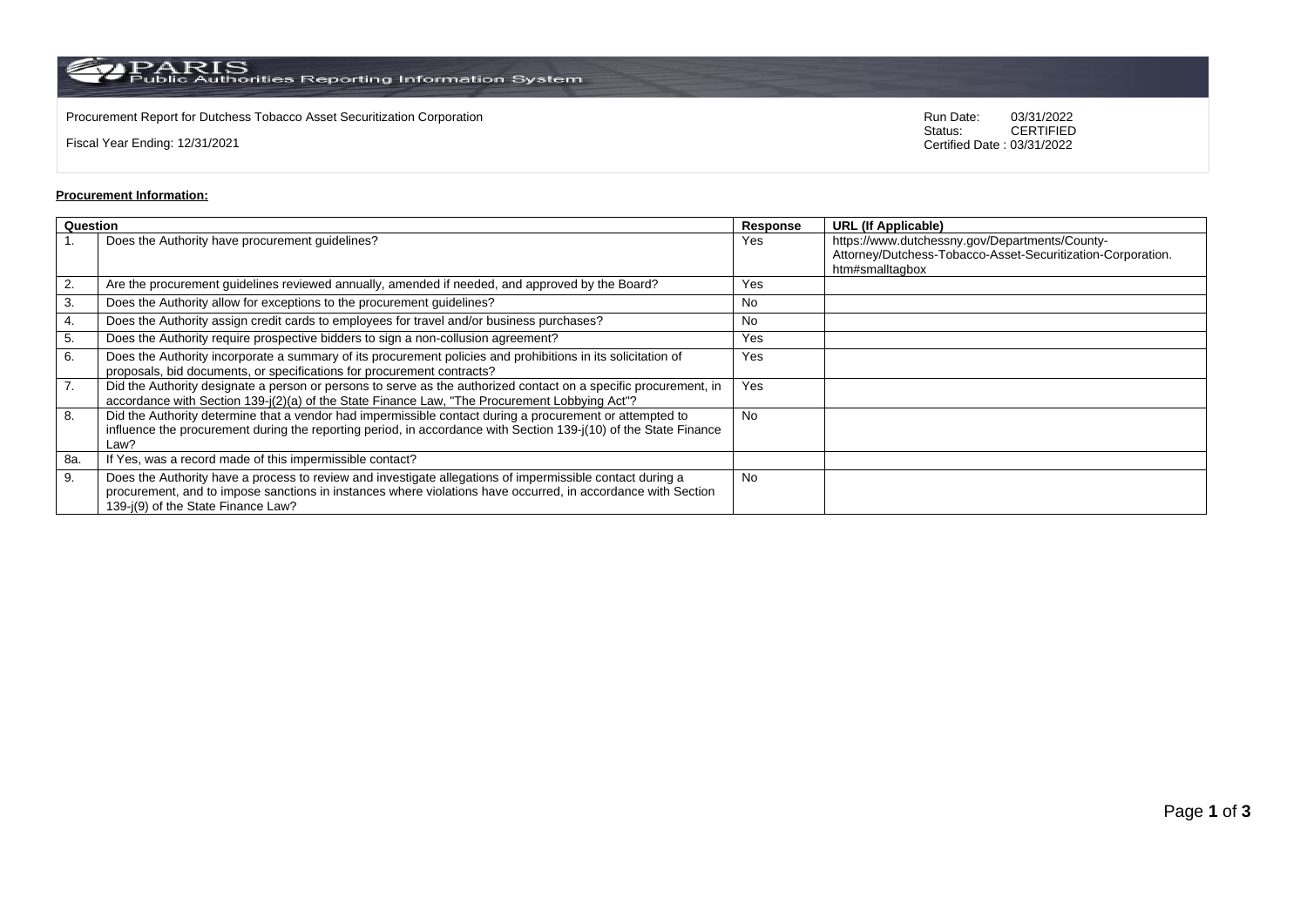PARIS Public Authorities Reporting Information System

Procurement Report for Dutchess Tobacco Asset Securitization Corporation

Fiscal Year Ending: 12/31/2021

Run Date: 03/31/2022
Status: CERTIFIED
Certified Date : 03/31/2022

**Procurement Information:**

| Question | | Response | URL (If Applicable) |
|---|---|---|---|
| 1. | Does the Authority have procurement guidelines? | Yes | https://www.dutchessny.gov/Departments/County-Attorney/Dutchess-Tobacco-Asset-Securitization-Corporation.htm#smalltagbox |
| 2. | Are the procurement guidelines reviewed annually, amended if needed, and approved by the Board? | Yes | |
| 3. | Does the Authority allow for exceptions to the procurement guidelines? | No | |
| 4. | Does the Authority assign credit cards to employees for travel and/or business purchases? | No | |
| 5. | Does the Authority require prospective bidders to sign a non-collusion agreement? | Yes | |
| 6. | Does the Authority incorporate a summary of its procurement policies and prohibitions in its solicitation of proposals, bid documents, or specifications for procurement contracts? | Yes | |
| 7. | Did the Authority designate a person or persons to serve as the authorized contact on a specific procurement, in accordance with Section 139-j(2)(a) of the State Finance Law, "The Procurement Lobbying Act"? | Yes | |
| 8. | Did the Authority determine that a vendor had impermissible contact during a procurement or attempted to influence the procurement during the reporting period, in accordance with Section 139-j(10) of the State Finance Law? | No | |
| 8a. | If Yes, was a record made of this impermissible contact? | | |
| 9. | Does the Authority have a process to review and investigate allegations of impermissible contact during a procurement, and to impose sanctions in instances where violations have occurred, in accordance with Section 139-j(9) of the State Finance Law? | No | |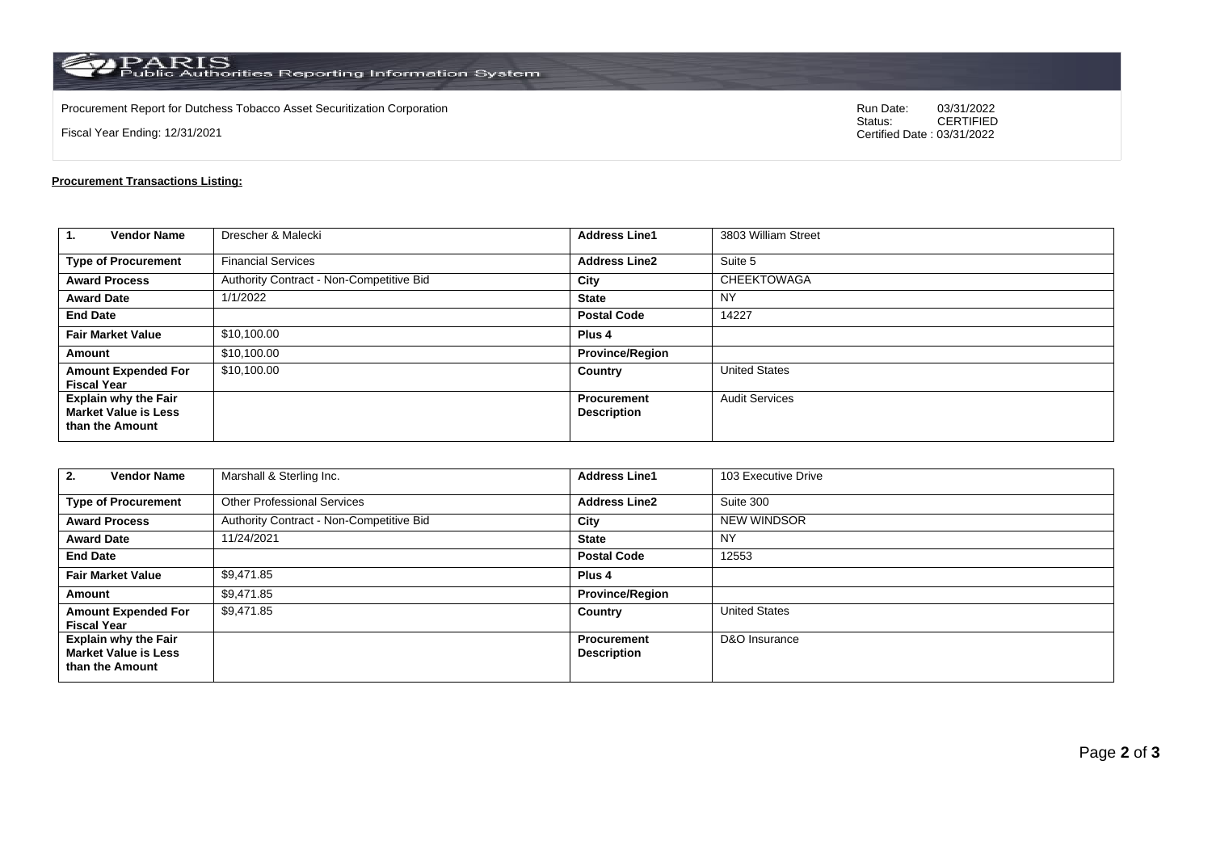PARIS Public Authorities Reporting Information System

Procurement Report for Dutchess Tobacco Asset Securitization Corporation

Fiscal Year Ending: 12/31/2021

Run Date: 03/31/2022
Status: CERTIFIED
Certified Date : 03/31/2022

**Procurement Transactions Listing:**

| 1. Vendor Name | Drescher & Malecki | Address Line1 | 3803 William Street |
|---|---|---|---|
| Type of Procurement | Financial Services | Address Line2 | Suite 5 |
| Award Process | Authority Contract - Non-Competitive Bid | City | CHEEKTOWAGA |
| Award Date | 1/1/2022 | State | NY |
| End Date | | Postal Code | 14227 |
| Fair Market Value | $10,100.00 | Plus 4 | |
| Amount | $10,100.00 | Province/Region | |
| Amount Expended For Fiscal Year | $10,100.00 | Country | United States |
| Explain why the Fair Market Value is Less than the Amount | | Procurement Description | Audit Services |

| 2. Vendor Name | Marshall & Sterling Inc. | Address Line1 | 103 Executive Drive |
|---|---|---|---|
| Type of Procurement | Other Professional Services | Address Line2 | Suite 300 |
| Award Process | Authority Contract - Non-Competitive Bid | City | NEW WINDSOR |
| Award Date | 11/24/2021 | State | NY |
| End Date | | Postal Code | 12553 |
| Fair Market Value | $9,471.85 | Plus 4 | |
| Amount | $9,471.85 | Province/Region | |
| Amount Expended For Fiscal Year | $9,471.85 | Country | United States |
| Explain why the Fair Market Value is Less than the Amount | | Procurement Description | D&O Insurance |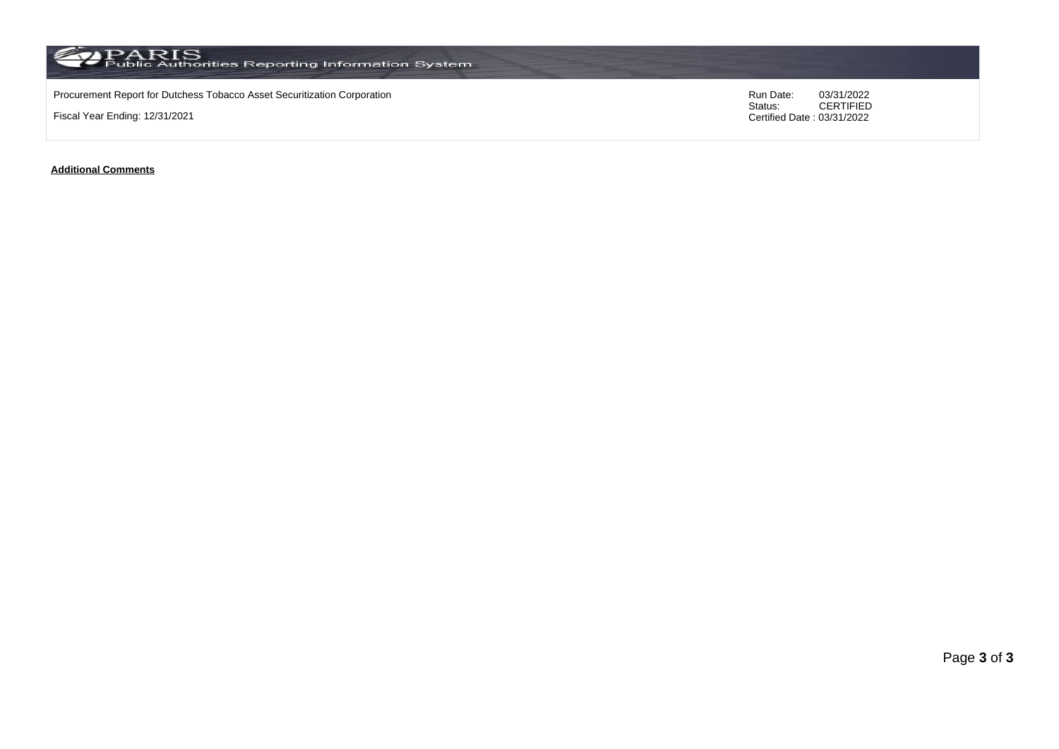Procurement Report for Dutchess Tobacco Asset Securitization Corporation

Fiscal Year Ending: 12/31/2021

Run Date: 03/31/2022
Status: CERTIFIED
Certified Date : 03/31/2022

**Additional Comments**